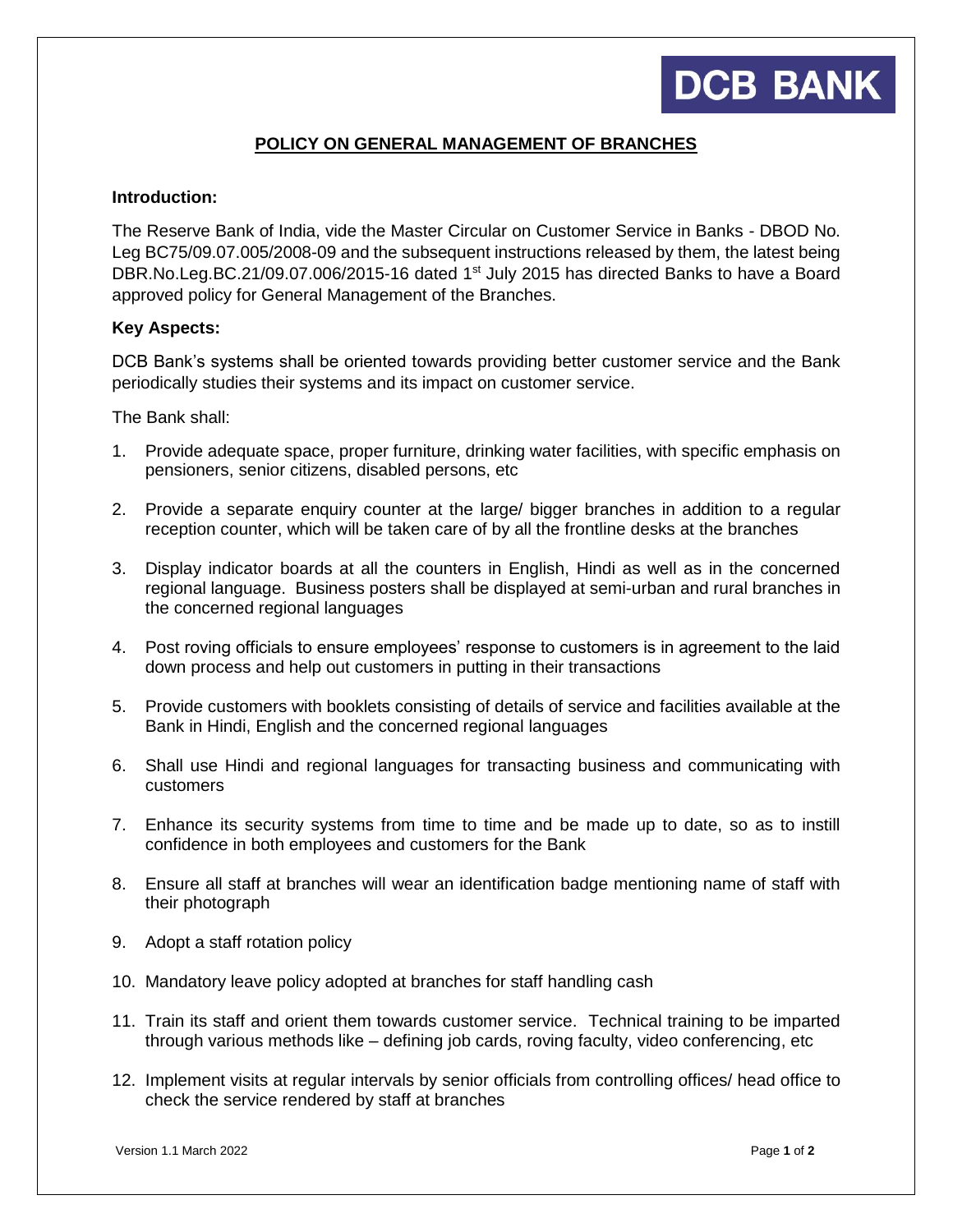DCB BANK

# POLICY ON GENERAL MANAGEMENT OF BRANCHES

**Introduction:**

The Reserve Bank of India, vide the Master Circular on Customer Service in Banks - DBOD No. Leg BC75/09.07.005/2008-09 and the subsequent instructions released by them, the latest being DBR.No.Leg.BC.21/09.07.006/2015-16 dated 1st July 2015 has directed Banks to have a Board approved policy for General Management of the Branches.

**Key Aspects:**

DCB Bank's systems shall be oriented towards providing better customer service and the Bank periodically studies their systems and its impact on customer service.

The Bank shall:

1. Provide adequate space, proper furniture, drinking water facilities, with specific emphasis on pensioners, senior citizens, disabled persons, etc
2. Provide a separate enquiry counter at the large/ bigger branches in addition to a regular reception counter, which will be taken care of by all the frontline desks at the branches
3. Display indicator boards at all the counters in English, Hindi as well as in the concerned regional language. Business posters shall be displayed at semi-urban and rural branches in the concerned regional languages
4. Post roving officials to ensure employees' response to customers is in agreement to the laid down process and help out customers in putting in their transactions
5. Provide customers with booklets consisting of details of service and facilities available at the Bank in Hindi, English and the concerned regional languages
6. Shall use Hindi and regional languages for transacting business and communicating with customers
7. Enhance its security systems from time to time and be made up to date, so as to instill confidence in both employees and customers for the Bank
8. Ensure all staff at branches will wear an identification badge mentioning name of staff with their photograph
9. Adopt a staff rotation policy
10. Mandatory leave policy adopted at branches for staff handling cash
11. Train its staff and orient them towards customer service. Technical training to be imparted through various methods like – defining job cards, roving faculty, video conferencing, etc
12. Implement visits at regular intervals by senior officials from controlling offices/ head office to check the service rendered by staff at branches

Version 1.1 March 2022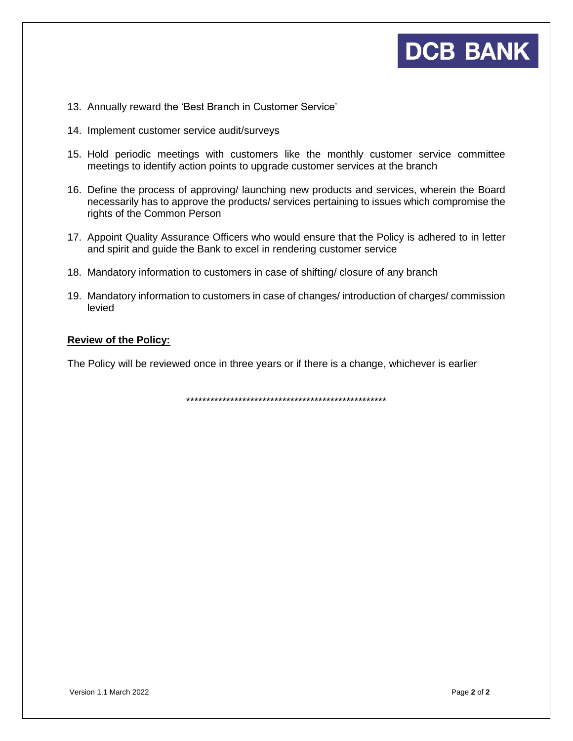13. Annually reward the 'Best Branch in Customer Service'
14. Implement customer service audit/surveys
15. Hold periodic meetings with customers like the monthly customer service committee meetings to identify action points to upgrade customer services at the branch
16. Define the process of approving/ launching new products and services, wherein the Board necessarily has to approve the products/ services pertaining to issues which compromise the rights of the Common Person
17. Appoint Quality Assurance Officers who would ensure that the Policy is adhered to in letter and spirit and guide the Bank to excel in rendering customer service
18. Mandatory information to customers in case of shifting/ closure of any branch
19. Mandatory information to customers in case of changes/ introduction of charges/ commission levied

**Review of the Policy:**

The Policy will be reviewed once in three years or if there is a change, whichever is earlier

****************************************************

Version 1.1 March 2022